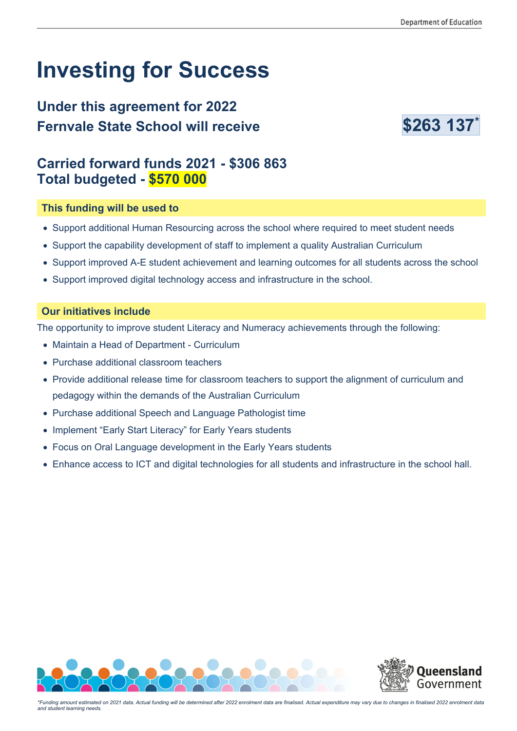# Investing for Success

## Under this agreement for 2022 Fernvale State School will receive $263 137*

## Carried forward funds 2021 - $306 863
## Total budgeted - $570 000

### This funding will be used to

- Support additional Human Resourcing across the school where required to meet student needs
- Support the capability development of staff to implement a quality Australian Curriculum
- Support improved A-E student achievement and learning outcomes for all students across the school
- Support improved digital technology access and infrastructure in the school.

### Our initiatives include

The opportunity to improve student Literacy and Numeracy achievements through the following:

- Maintain a Head of Department - Curriculum
- Purchase additional classroom teachers
- Provide additional release time for classroom teachers to support the alignment of curriculum and pedagogy within the demands of the Australian Curriculum
- Purchase additional Speech and Language Pathologist time
- Implement "Early Start Literacy" for Early Years students
- Focus on Oral Language development in the Early Years students
- Enhance access to ICT and digital technologies for all students and infrastructure in the school hall.

*\*Funding amount estimated on 2021 data. Actual funding will be determined after 2022 enrolment data are finalised. Actual expenditure may vary due to changes in finalised 2022 enrolment data and student learning needs.*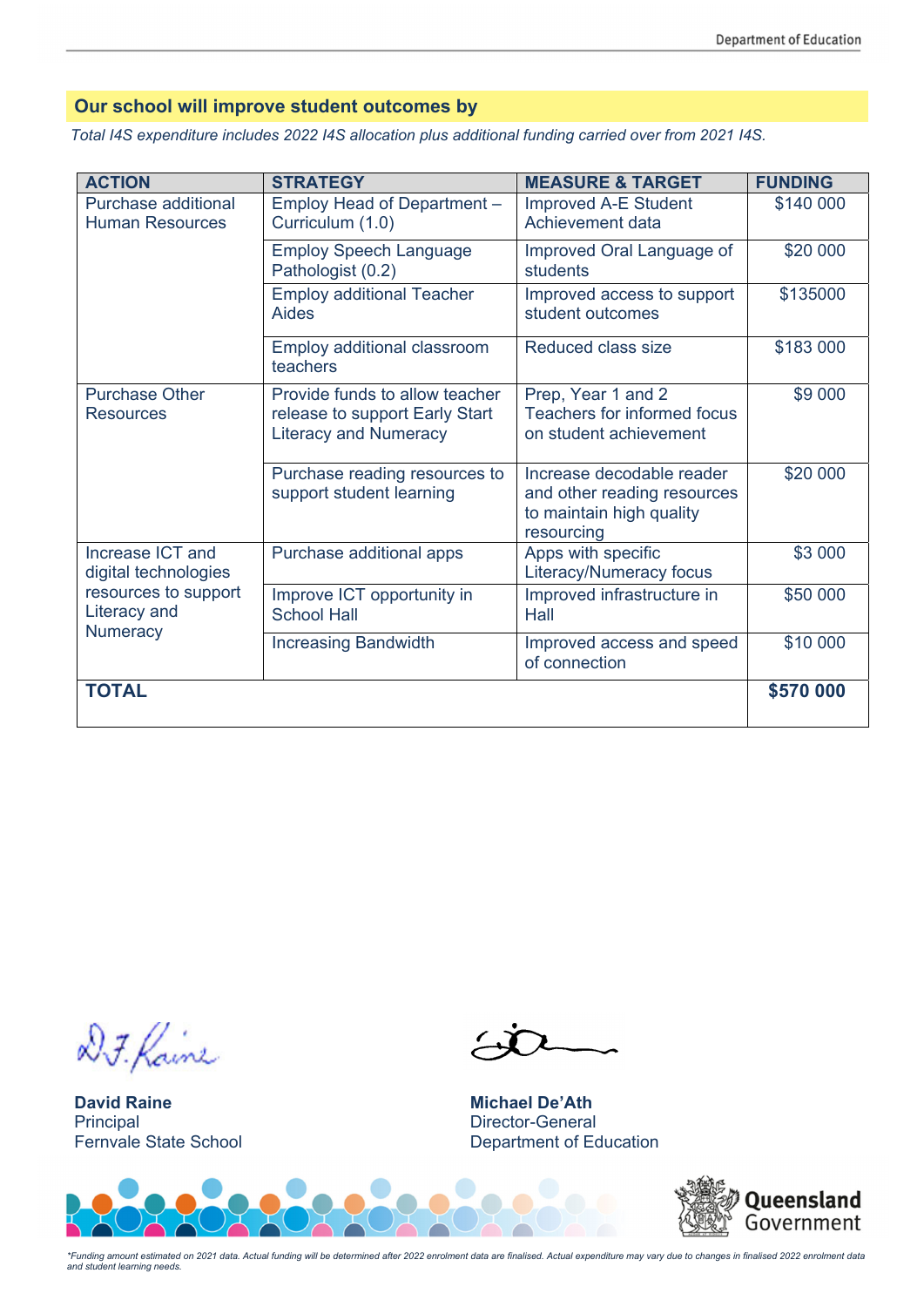## Our school will improve student outcomes by

*Total I4S expenditure includes 2022 I4S allocation plus additional funding carried over from 2021 I4S.*

| ACTION | STRATEGY | MEASURE & TARGET | FUNDING |
|---|---|---|---|
| Purchase additional Human Resources | Employ Head of Department – Curriculum (1.0) | Improved A-E Student Achievement data | $140 000 |
| | Employ Speech Language Pathologist (0.2) | Improved Oral Language of students | $20 000 |
| | Employ additional Teacher Aides | Improved access to support student outcomes | $135000 |
| | Employ additional classroom teachers | Reduced class size | $183 000 |
| Purchase Other Resources | Provide funds to allow teacher release to support Early Start Literacy and Numeracy | Prep, Year 1 and 2 Teachers for informed focus on student achievement | $9 000 |
| | Purchase reading resources to support student learning | Increase decodable reader and other reading resources to maintain high quality resourcing | $20 000 |
| Increase ICT and digital technologies resources to support Literacy and Numeracy | Purchase additional apps | Apps with specific Literacy/Numeracy focus | $3 000 |
| | Improve ICT opportunity in School Hall | Improved infrastructure in Hall | $50 000 |
| | Increasing Bandwidth | Improved access and speed of connection | $10 000 |
| **TOTAL** | | | **$570 000** |

**David Raine**
Principal
Fernvale State School

**Michael De'Ath**
Director-General
Department of Education

*\*Funding amount estimated on 2021 data. Actual funding will be determined after 2022 enrolment data are finalised. Actual expenditure may vary due to changes in finalised 2022 enrolment data and student learning needs.*